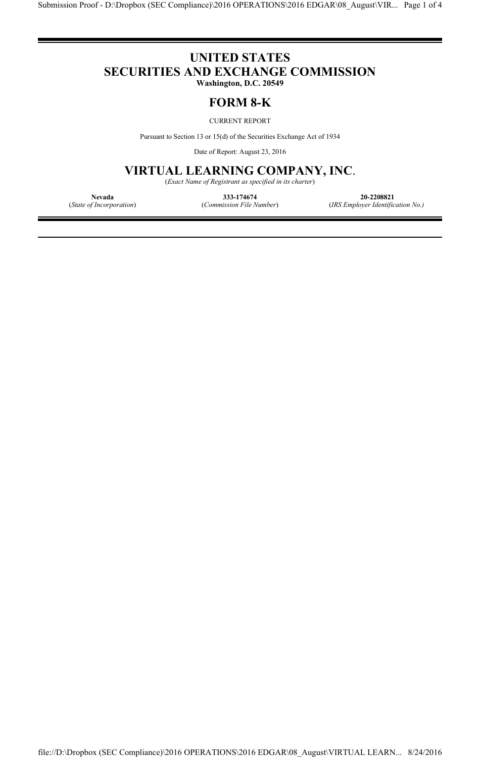# UNITED STATES
# SECURITIES AND EXCHANGE COMMISSION

**Washington, D.C. 20549**

## FORM 8-K

CURRENT REPORT

Pursuant to Section 13 or 15(d) of the Securities Exchange Act of 1934

Date of Report: August 23, 2016

## VIRTUAL LEARNING COMPANY, INC.

(*Exact Name of Registrant as specified in its charter*)

| **Nevada** | **333-174674** | **20-2208821** |
| --- | --- | --- |
| (*State of Incorporation*) | (*Commission File Number*) | (*IRS Employer Identification No.)* |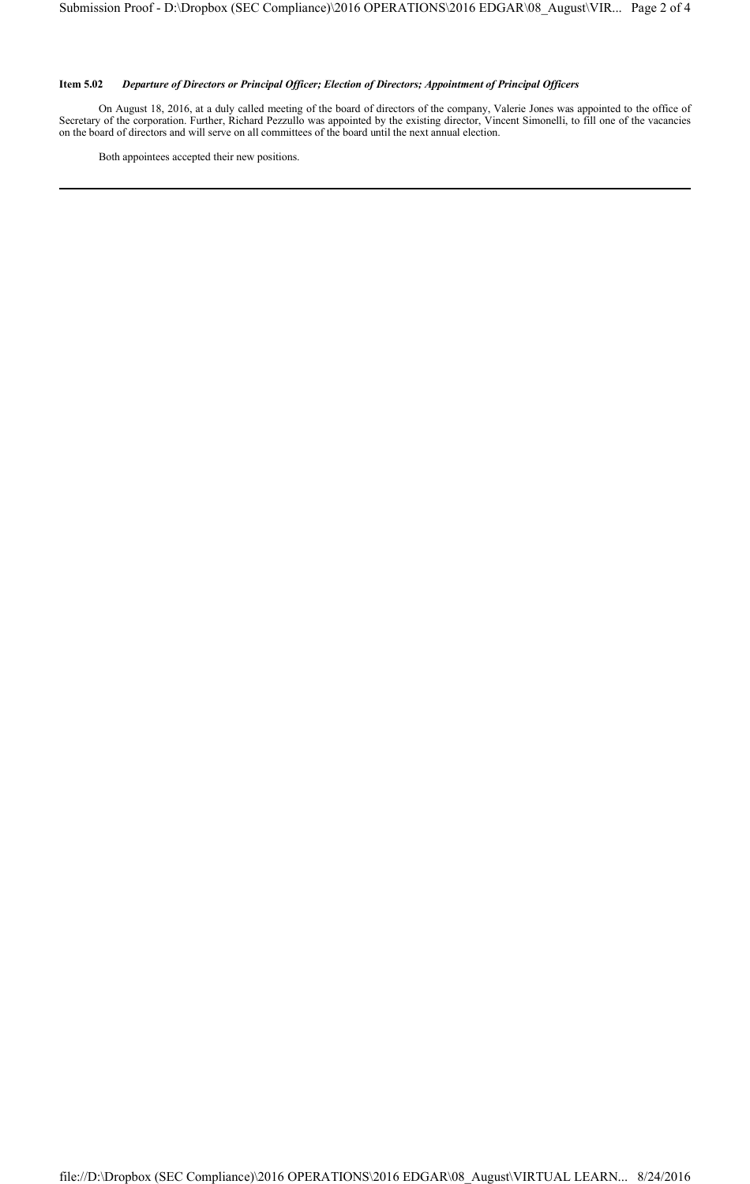**Item 5.02** ***Departure of Directors or Principal Officer; Election of Directors; Appointment of Principal Officers***

On August 18, 2016, at a duly called meeting of the board of directors of the company, Valerie Jones was appointed to the office of Secretary of the corporation. Further, Richard Pezzullo was appointed by the existing director, Vincent Simonelli, to fill one of the vacancies on the board of directors and will serve on all committees of the board until the next annual election.

Both appointees accepted their new positions.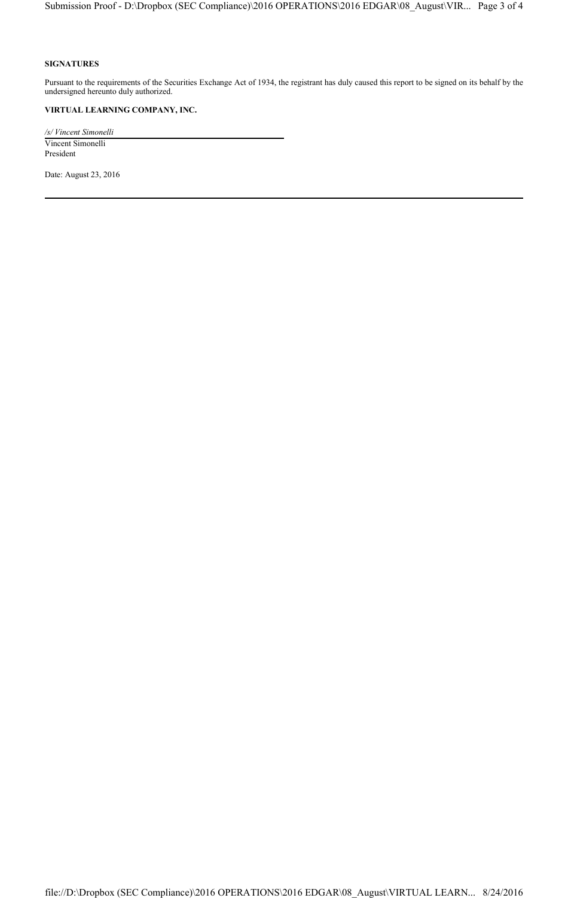**SIGNATURES**

Pursuant to the requirements of the Securities Exchange Act of 1934, the registrant has duly caused this report to be signed on its behalf by the undersigned hereunto duly authorized.

**VIRTUAL LEARNING COMPANY, INC.**

*/s/ Vincent Simonelli*

Vincent Simonelli
President

Date: August 23, 2016